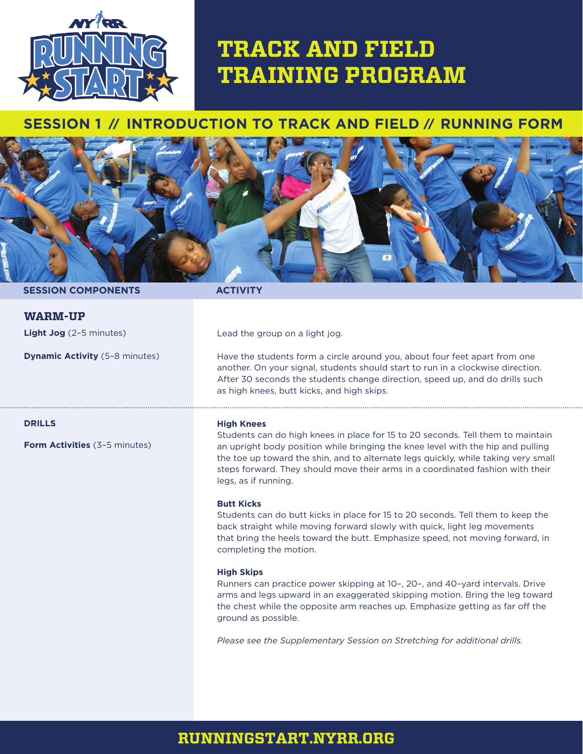# TRACK AND FIELD TRAINING PROGRAM

## SESSION 1 // INTRODUCTION TO TRACK AND FIELD // RUNNING FORM

| SESSION COMPONENTS | ACTIVITY |
|---|---|
| **WARM-UP** | |
| **Light Jog** (2–5 minutes) | Lead the group on a light jog. |
| **Dynamic Activity** (5–8 minutes) | Have the students form a circle around you, about four feet apart from one another. On your signal, students should start to run in a clockwise direction. After 30 seconds the students change direction, speed up, and do drills such as high knees, butt kicks, and high skips. |
| **DRILLS** | **High Knees**<br>Students can do high knees in place for 15 to 20 seconds. Tell them to maintain an upright body position while bringing the knee level with the hip and pulling the toe up toward the shin, and to alternate legs quickly, while taking very small steps forward. They should move their arms in a coordinated fashion with their legs, as if running. |
| **Form Activities** (3–5 minutes) | **Butt Kicks**<br>Students can do butt kicks in place for 15 to 20 seconds. Tell them to keep the back straight while moving forward slowly with quick, light leg movements that bring the heels toward the butt. Emphasize speed, not moving forward, in completing the motion.<br><br>**High Skips**<br>Runners can practice power skipping at 10–, 20–, and 40–yard intervals. Drive arms and legs upward in an exaggerated skipping motion. Bring the leg toward the chest while the opposite arm reaches up. Emphasize getting as far off the ground as possible.<br><br>*Please see the Supplementary Session on Stretching for additional drills.* |

**RUNNINGSTART.NYRR.ORG**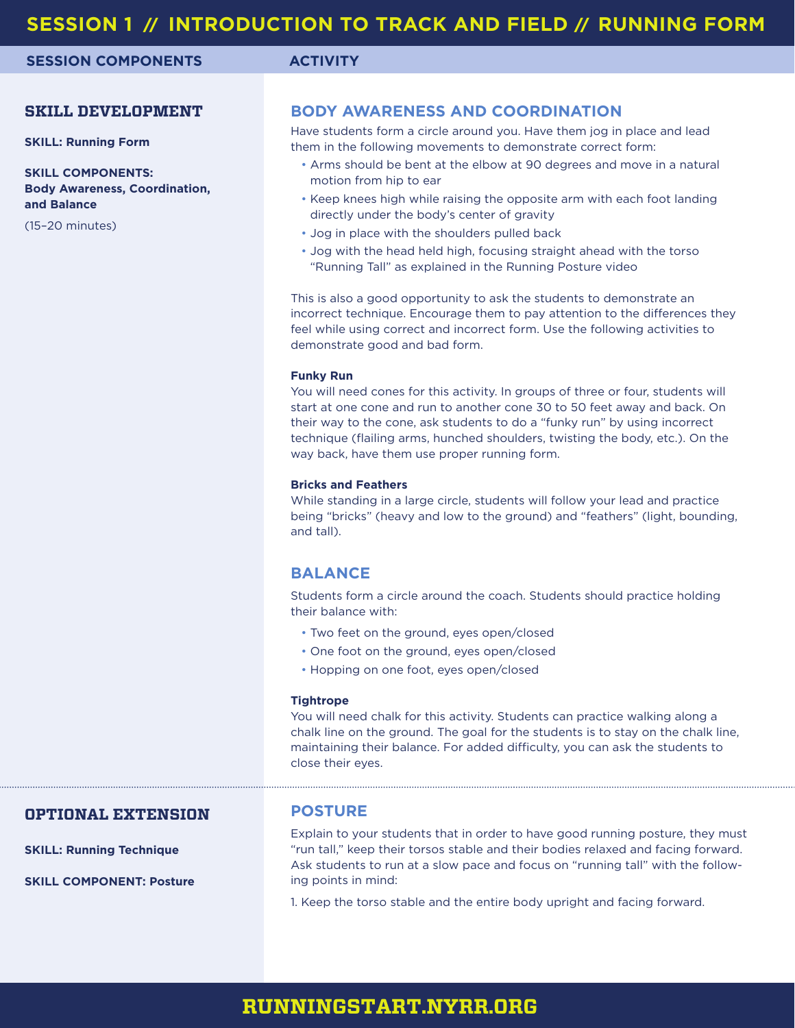# SESSION 1 // INTRODUCTION TO TRACK AND FIELD // RUNNING FORM

| SESSION COMPONENTS | ACTIVITY |
| --- | --- |

## SKILL DEVELOPMENT

**SKILL: Running Form**

**SKILL COMPONENTS: Body Awareness, Coordination, and Balance**

(15–20 minutes)

### BODY AWARENESS AND COORDINATION

Have students form a circle around you. Have them jog in place and lead them in the following movements to demonstrate correct form:

- Arms should be bent at the elbow at 90 degrees and move in a natural motion from hip to ear
- Keep knees high while raising the opposite arm with each foot landing directly under the body's center of gravity
- Jog in place with the shoulders pulled back
- Jog with the head held high, focusing straight ahead with the torso "Running Tall" as explained in the Running Posture video

This is also a good opportunity to ask the students to demonstrate an incorrect technique. Encourage them to pay attention to the differences they feel while using correct and incorrect form. Use the following activities to demonstrate good and bad form.

**Funky Run**

You will need cones for this activity. In groups of three or four, students will start at one cone and run to another cone 30 to 50 feet away and back. On their way to the cone, ask students to do a "funky run" by using incorrect technique (flailing arms, hunched shoulders, twisting the body, etc.). On the way back, have them use proper running form.

**Bricks and Feathers**

While standing in a large circle, students will follow your lead and practice being "bricks" (heavy and low to the ground) and "feathers" (light, bounding, and tall).

### BALANCE

Students form a circle around the coach. Students should practice holding their balance with:

- Two feet on the ground, eyes open/closed
- One foot on the ground, eyes open/closed
- Hopping on one foot, eyes open/closed

**Tightrope**

You will need chalk for this activity. Students can practice walking along a chalk line on the ground. The goal for the students is to stay on the chalk line, maintaining their balance. For added difficulty, you can ask the students to close their eyes.

## OPTIONAL EXTENSION

**SKILL: Running Technique**

**SKILL COMPONENT: Posture**

### POSTURE

Explain to your students that in order to have good running posture, they must "run tall," keep their torsos stable and their bodies relaxed and facing forward. Ask students to run at a slow pace and focus on "running tall" with the following points in mind:

1. Keep the torso stable and the entire body upright and facing forward.

**RUNNINGSTART.NYRR.ORG**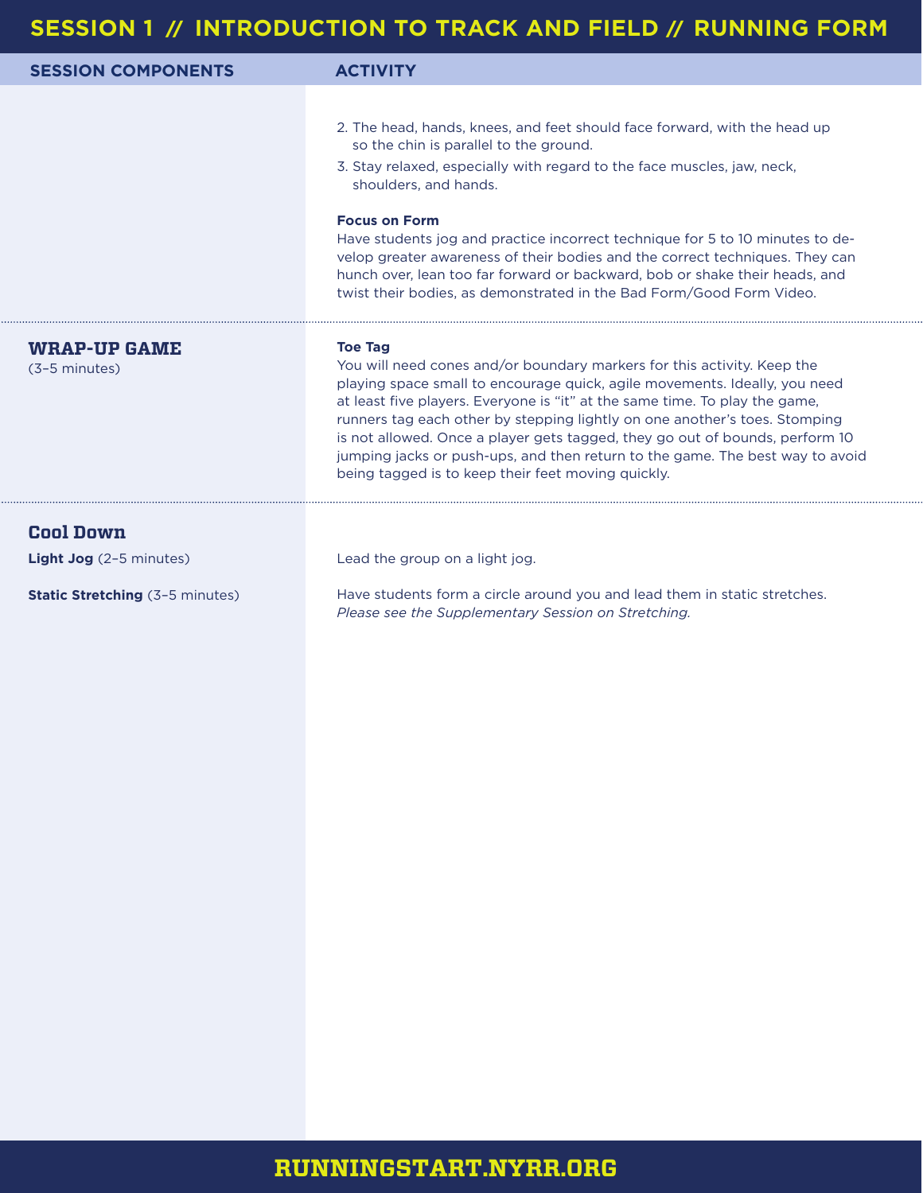| SESSION COMPONENTS | ACTIVITY |
|---|---|
| | 2. The head, hands, knees, and feet should face forward, with the head up so the chin is parallel to the ground.<br>3. Stay relaxed, especially with regard to the face muscles, jaw, neck, shoulders, and hands.<br><br>**Focus on Form**<br>Have students jog and practice incorrect technique for 5 to 10 minutes to develop greater awareness of their bodies and the correct techniques. They can hunch over, lean too far forward or backward, bob or shake their heads, and twist their bodies, as demonstrated in the Bad Form/Good Form Video. |
| **WRAP-UP GAME** (3–5 minutes) | **Toe Tag**<br>You will need cones and/or boundary markers for this activity. Keep the playing space small to encourage quick, agile movements. Ideally, you need at least five players. Everyone is "it" at the same time. To play the game, runners tag each other by stepping lightly on one another's toes. Stomping is not allowed. Once a player gets tagged, they go out of bounds, perform 10 jumping jacks or push-ups, and then return to the game. The best way to avoid being tagged is to keep their feet moving quickly. |
| **Cool Down** | |
| **Light Jog** (2–5 minutes) | Lead the group on a light jog. |
| **Static Stretching** (3–5 minutes) | Have students form a circle around you and lead them in static stretches. *Please see the Supplementary Session on Stretching.* |